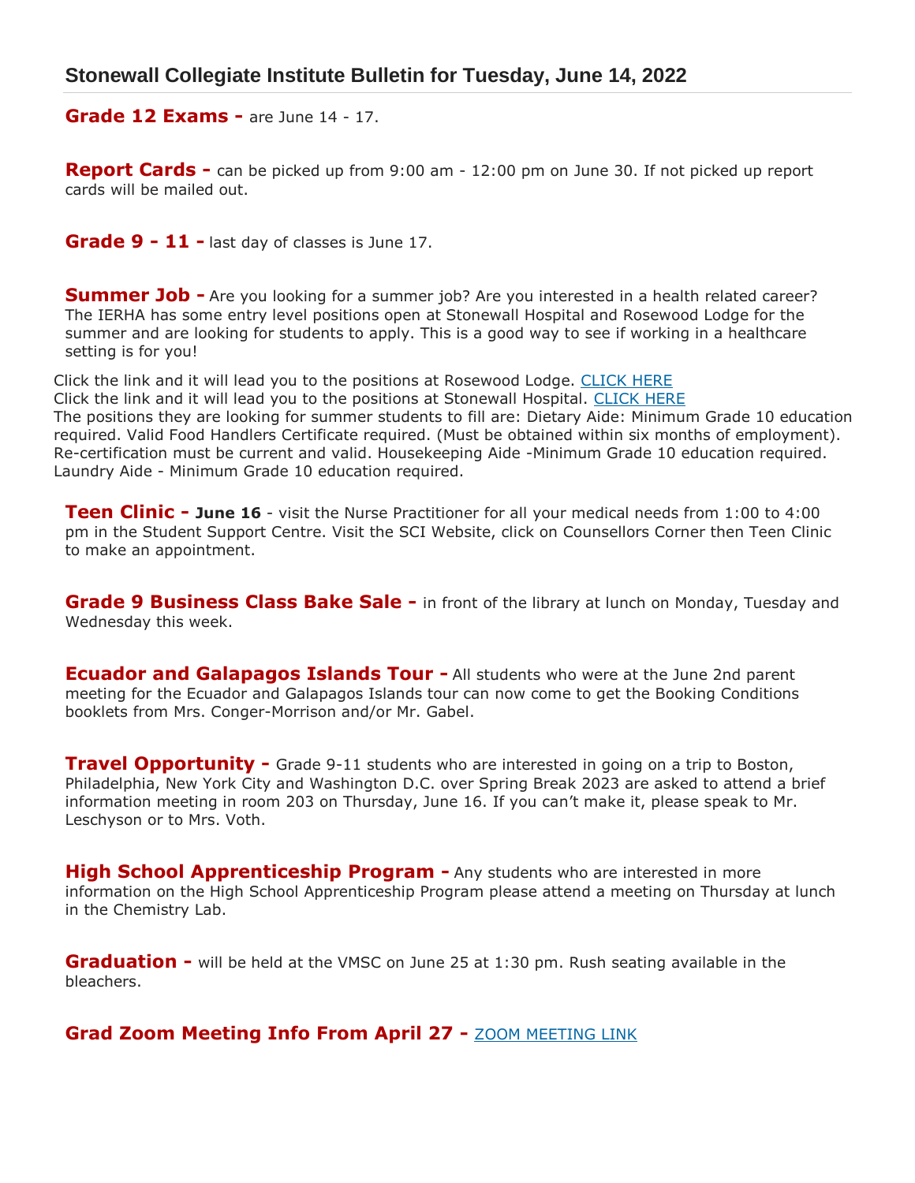# Stonewall Collegiate Institute Bulletin for Tuesday, June 14, 2022

**Grade 12 Exams -** are June 14 - 17.

**Report Cards -** can be picked up from 9:00 am - 12:00 pm on June 30. If not picked up report cards will be mailed out.

**Grade 9 - 11 -** last day of classes is June 17.

**Summer Job -** Are you looking for a summer job? Are you interested in a health related career? The IERHA has some entry level positions open at Stonewall Hospital and Rosewood Lodge for the summer and are looking for students to apply. This is a good way to see if working in a healthcare setting is for you!

Click the link and it will lead you to the positions at Rosewood Lodge. CLICK HERE
Click the link and it will lead you to the positions at Stonewall Hospital. CLICK HERE
The positions they are looking for summer students to fill are: Dietary Aide: Minimum Grade 10 education required. Valid Food Handlers Certificate required. (Must be obtained within six months of employment). Re-certification must be current and valid. Housekeeping Aide -Minimum Grade 10 education required. Laundry Aide - Minimum Grade 10 education required.

**Teen Clinic - June 16** - visit the Nurse Practitioner for all your medical needs from 1:00 to 4:00 pm in the Student Support Centre. Visit the SCI Website, click on Counsellors Corner then Teen Clinic to make an appointment.

**Grade 9 Business Class Bake Sale -** in front of the library at lunch on Monday, Tuesday and Wednesday this week.

**Ecuador and Galapagos Islands Tour -** All students who were at the June 2nd parent meeting for the Ecuador and Galapagos Islands tour can now come to get the Booking Conditions booklets from Mrs. Conger-Morrison and/or Mr. Gabel.

**Travel Opportunity -** Grade 9-11 students who are interested in going on a trip to Boston, Philadelphia, New York City and Washington D.C. over Spring Break 2023 are asked to attend a brief information meeting in room 203 on Thursday, June 16. If you can't make it, please speak to Mr. Leschyson or to Mrs. Voth.

**High School Apprenticeship Program -** Any students who are interested in more information on the High School Apprenticeship Program please attend a meeting on Thursday at lunch in the Chemistry Lab.

**Graduation -** will be held at the VMSC on June 25 at 1:30 pm. Rush seating available in the bleachers.

**Grad Zoom Meeting Info From April 27 -** ZOOM MEETING LINK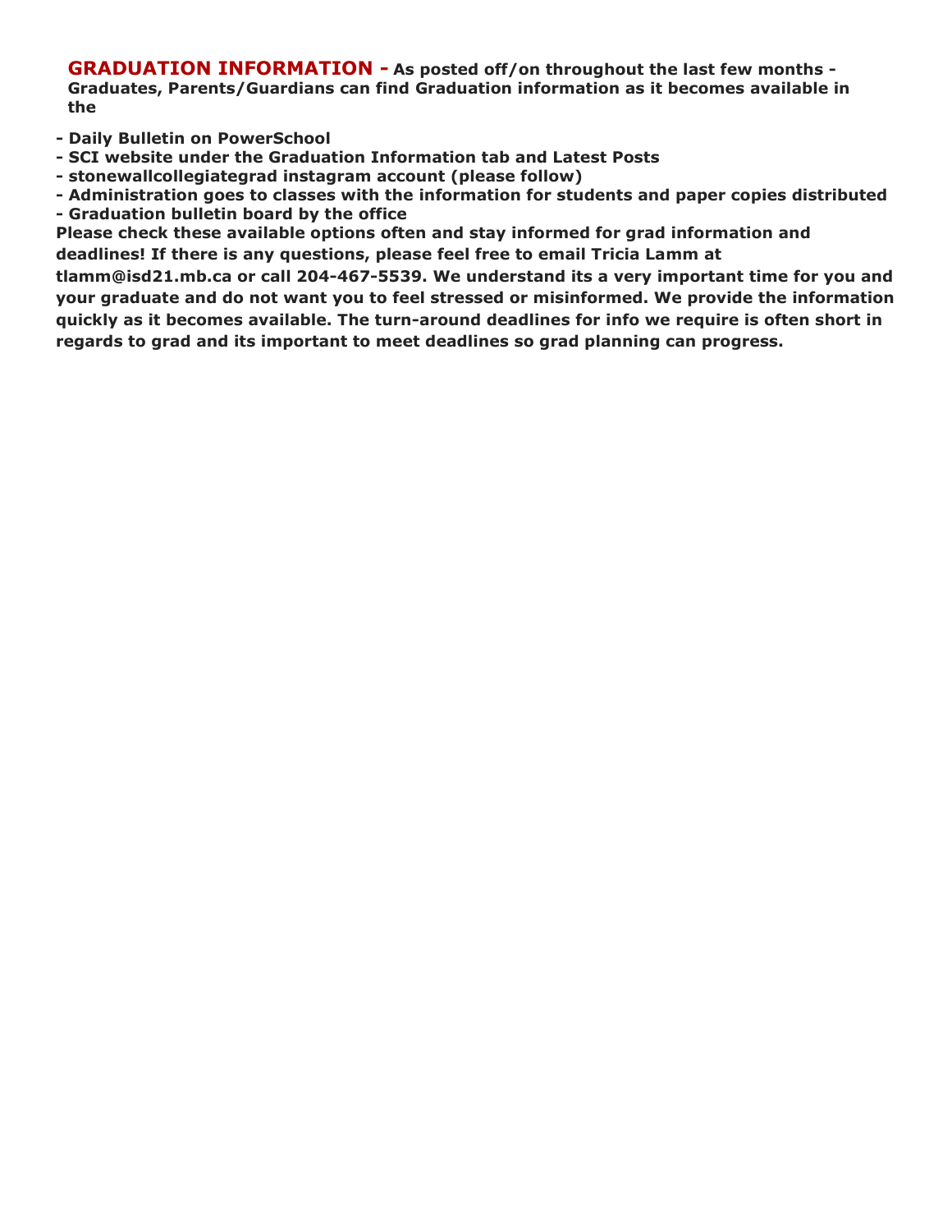**GRADUATION INFORMATION - As posted off/on throughout the last few months - Graduates, Parents/Guardians can find Graduation information as it becomes available in the**

- **Daily Bulletin on PowerSchool**
- **SCI website under the Graduation Information tab and Latest Posts**
- **stonewallcollegiategrad instagram account (please follow)**
- **Administration goes to classes with the information for students and paper copies distributed**
- **Graduation bulletin board by the office**

**Please check these available options often and stay informed for grad information and deadlines! If there is any questions, please feel free to email Tricia Lamm at tlamm@isd21.mb.ca or call 204-467-5539. We understand its a very important time for you and your graduate and do not want you to feel stressed or misinformed. We provide the information quickly as it becomes available. The turn-around deadlines for info we require is often short in regards to grad and its important to meet deadlines so grad planning can progress.**